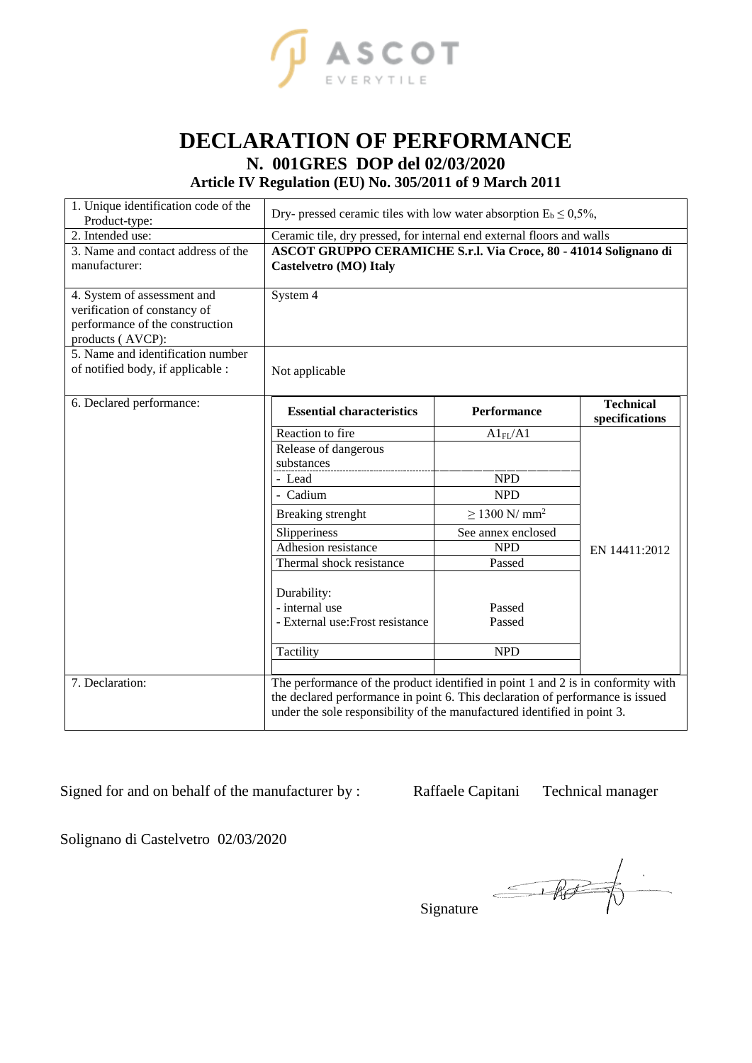ASCOT
EVERYTILE

# DECLARATION OF PERFORMANCE

## N. 001GRES DOP del 02/03/2020

### Article IV Regulation (EU) No. 305/2011 of 9 March 2011

| | |
|---|---|
| 1. Unique identification code of the Product-type: | Dry- pressed ceramic tiles with low water absorption $E_b \leq 0{,}5\%$, |
| 2. Intended use: | Ceramic tile, dry pressed, for internal end external floors and walls |
| 3. Name and contact address of the manufacturer: | **ASCOT GRUPPO CERAMICHE S.r.l. Via Croce, 80 - 41014 Solignano di Castelvetro (MO) Italy** |
| 4. System of assessment and verification of constancy of performance of the construction products ( AVCP): | System 4 |
| 5. Name and identification number of notified body, if applicable : | Not applicable |
| 6. Declared performance: | See table below |
| 7. Declaration: | The performance of the product identified in point 1 and 2 is in conformity with the declared performance in point 6. This declaration of performance is issued under the sole responsibility of the manufactured identified in point 3. |

**6. Declared performance:**

| **Essential characteristics** | **Performance** | **Technical specifications** |
|---|---|---|
| Reaction to fire | $A1_{FL}/A1$ | EN 14411:2012 |
| Release of dangerous substances | | |
| - Lead | NPD | |
| - Cadium | NPD | |
| Breaking strenght | $\geq 1300$ N/ mm$^2$ | |
| Slipperiness | See annex enclosed | |
| Adhesion resistance | NPD | |
| Thermal shock resistance | Passed | |
| Durability:<br>- internal use<br>- External use:Frost resistance | <br>Passed<br>Passed | |
| Tactility | NPD | |

Signed for and on behalf of the manufacturer by : Raffaele Capitani Technical manager

Solignano di Castelvetro 02/03/2020

Signature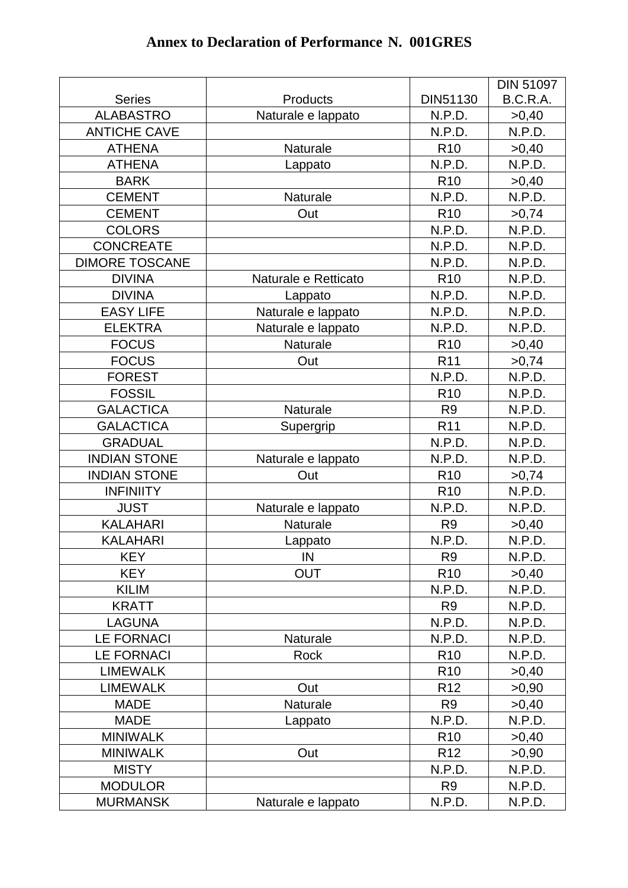# Annex to Declaration of Performance N. 001GRES

| Series | Products | DIN51130 | DIN 51097 B.C.R.A. |
|---|---|---|---|
| ALABASTRO | Naturale e lappato | N.P.D. | >0,40 |
| ANTICHE CAVE | | N.P.D. | N.P.D. |
| ATHENA | Naturale | R10 | >0,40 |
| ATHENA | Lappato | N.P.D. | N.P.D. |
| BARK | | R10 | >0,40 |
| CEMENT | Naturale | N.P.D. | N.P.D. |
| CEMENT | Out | R10 | >0,74 |
| COLORS | | N.P.D. | N.P.D. |
| CONCREATE | | N.P.D. | N.P.D. |
| DIMORE TOSCANE | | N.P.D. | N.P.D. |
| DIVINA | Naturale e Retticato | R10 | N.P.D. |
| DIVINA | Lappato | N.P.D. | N.P.D. |
| EASY LIFE | Naturale e lappato | N.P.D. | N.P.D. |
| ELEKTRA | Naturale e lappato | N.P.D. | N.P.D. |
| FOCUS | Naturale | R10 | >0,40 |
| FOCUS | Out | R11 | >0,74 |
| FOREST | | N.P.D. | N.P.D. |
| FOSSIL | | R10 | N.P.D. |
| GALACTICA | Naturale | R9 | N.P.D. |
| GALACTICA | Supergrip | R11 | N.P.D. |
| GRADUAL | | N.P.D. | N.P.D. |
| INDIAN STONE | Naturale e lappato | N.P.D. | N.P.D. |
| INDIAN STONE | Out | R10 | >0,74 |
| INFINIITY | | R10 | N.P.D. |
| JUST | Naturale e lappato | N.P.D. | N.P.D. |
| KALAHARI | Naturale | R9 | >0,40 |
| KALAHARI | Lappato | N.P.D. | N.P.D. |
| KEY | IN | R9 | N.P.D. |
| KEY | OUT | R10 | >0,40 |
| KILIM | | N.P.D. | N.P.D. |
| KRATT | | R9 | N.P.D. |
| LAGUNA | | N.P.D. | N.P.D. |
| LE FORNACI | Naturale | N.P.D. | N.P.D. |
| LE FORNACI | Rock | R10 | N.P.D. |
| LIMEWALK | | R10 | >0,40 |
| LIMEWALK | Out | R12 | >0,90 |
| MADE | Naturale | R9 | >0,40 |
| MADE | Lappato | N.P.D. | N.P.D. |
| MINIWALK | | R10 | >0,40 |
| MINIWALK | Out | R12 | >0,90 |
| MISTY | | N.P.D. | N.P.D. |
| MODULOR | | R9 | N.P.D. |
| MURMANSK | Naturale e lappato | N.P.D. | N.P.D. |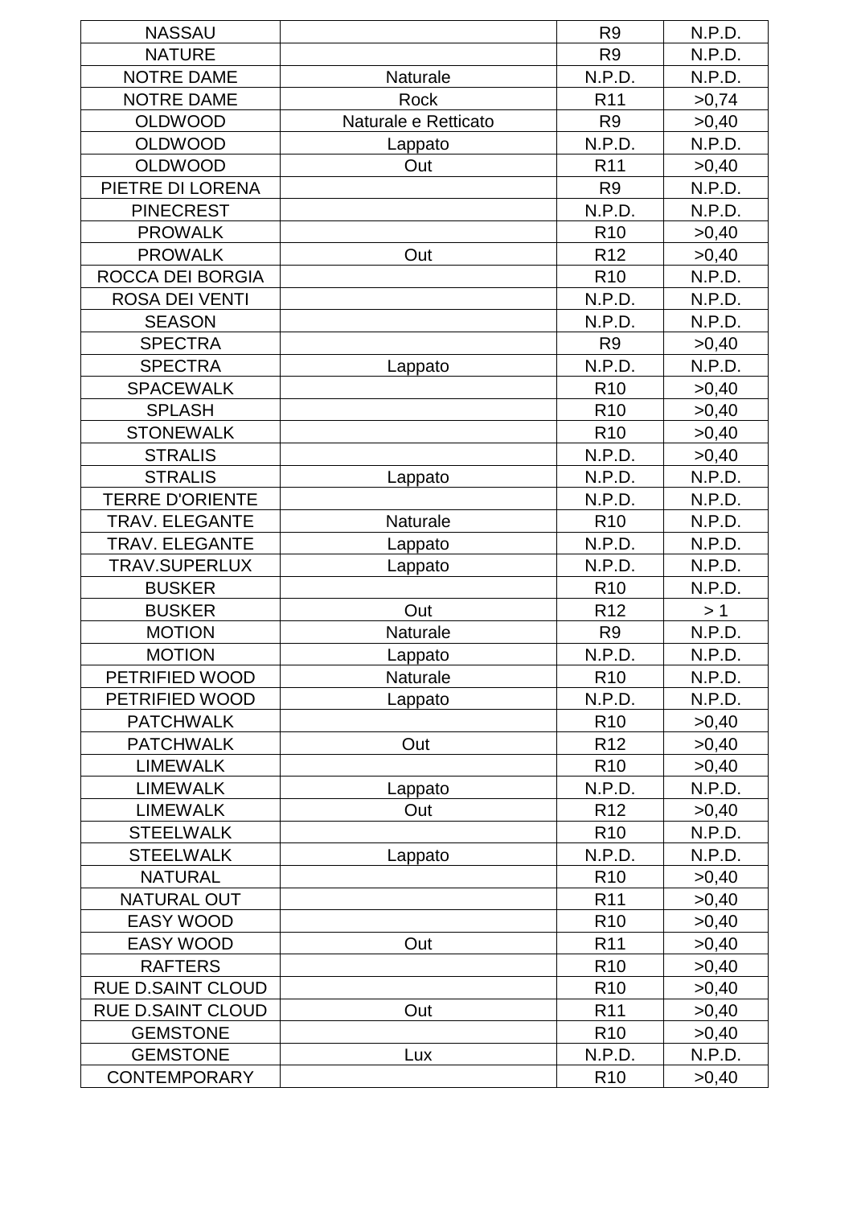| NASSAU | | R9 | N.P.D. |
|---|---|---|---|
| NATURE | | R9 | N.P.D. |
| NOTRE DAME | Naturale | N.P.D. | N.P.D. |
| NOTRE DAME | Rock | R11 | >0,74 |
| OLDWOOD | Naturale e Retticato | R9 | >0,40 |
| OLDWOOD | Lappato | N.P.D. | N.P.D. |
| OLDWOOD | Out | R11 | >0,40 |
| PIETRE DI LORENA | | R9 | N.P.D. |
| PINECREST | | N.P.D. | N.P.D. |
| PROWALK | | R10 | >0,40 |
| PROWALK | Out | R12 | >0,40 |
| ROCCA DEI BORGIA | | R10 | N.P.D. |
| ROSA DEI VENTI | | N.P.D. | N.P.D. |
| SEASON | | N.P.D. | N.P.D. |
| SPECTRA | | R9 | >0,40 |
| SPECTRA | Lappato | N.P.D. | N.P.D. |
| SPACEWALK | | R10 | >0,40 |
| SPLASH | | R10 | >0,40 |
| STONEWALK | | R10 | >0,40 |
| STRALIS | | N.P.D. | >0,40 |
| STRALIS | Lappato | N.P.D. | N.P.D. |
| TERRE D'ORIENTE | | N.P.D. | N.P.D. |
| TRAV. ELEGANTE | Naturale | R10 | N.P.D. |
| TRAV. ELEGANTE | Lappato | N.P.D. | N.P.D. |
| TRAV.SUPERLUX | Lappato | N.P.D. | N.P.D. |
| BUSKER | | R10 | N.P.D. |
| BUSKER | Out | R12 | > 1 |
| MOTION | Naturale | R9 | N.P.D. |
| MOTION | Lappato | N.P.D. | N.P.D. |
| PETRIFIED WOOD | Naturale | R10 | N.P.D. |
| PETRIFIED WOOD | Lappato | N.P.D. | N.P.D. |
| PATCHWALK | | R10 | >0,40 |
| PATCHWALK | Out | R12 | >0,40 |
| LIMEWALK | | R10 | >0,40 |
| LIMEWALK | Lappato | N.P.D. | N.P.D. |
| LIMEWALK | Out | R12 | >0,40 |
| STEELWALK | | R10 | N.P.D. |
| STEELWALK | Lappato | N.P.D. | N.P.D. |
| NATURAL | | R10 | >0,40 |
| NATURAL OUT | | R11 | >0,40 |
| EASY WOOD | | R10 | >0,40 |
| EASY WOOD | Out | R11 | >0,40 |
| RAFTERS | | R10 | >0,40 |
| RUE D.SAINT CLOUD | | R10 | >0,40 |
| RUE D.SAINT CLOUD | Out | R11 | >0,40 |
| GEMSTONE | | R10 | >0,40 |
| GEMSTONE | Lux | N.P.D. | N.P.D. |
| CONTEMPORARY | | R10 | >0,40 |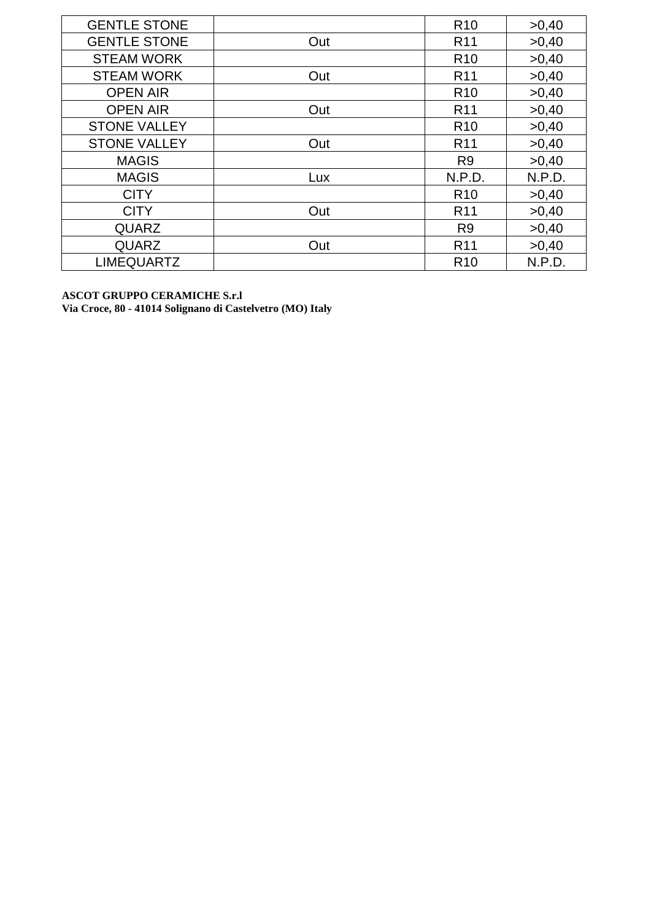| | | | |
|---|---|---|---|
| GENTLE STONE | | R10 | >0,40 |
| GENTLE STONE | Out | R11 | >0,40 |
| STEAM WORK | | R10 | >0,40 |
| STEAM WORK | Out | R11 | >0,40 |
| OPEN AIR | | R10 | >0,40 |
| OPEN AIR | Out | R11 | >0,40 |
| STONE VALLEY | | R10 | >0,40 |
| STONE VALLEY | Out | R11 | >0,40 |
| MAGIS | | R9 | >0,40 |
| MAGIS | Lux | N.P.D. | N.P.D. |
| CITY | | R10 | >0,40 |
| CITY | Out | R11 | >0,40 |
| QUARZ | | R9 | >0,40 |
| QUARZ | Out | R11 | >0,40 |
| LIMEQUARTZ | | R10 | N.P.D. |

**ASCOT GRUPPO CERAMICHE S.r.l**
**Via Croce, 80 - 41014 Solignano di Castelvetro (MO) Italy**